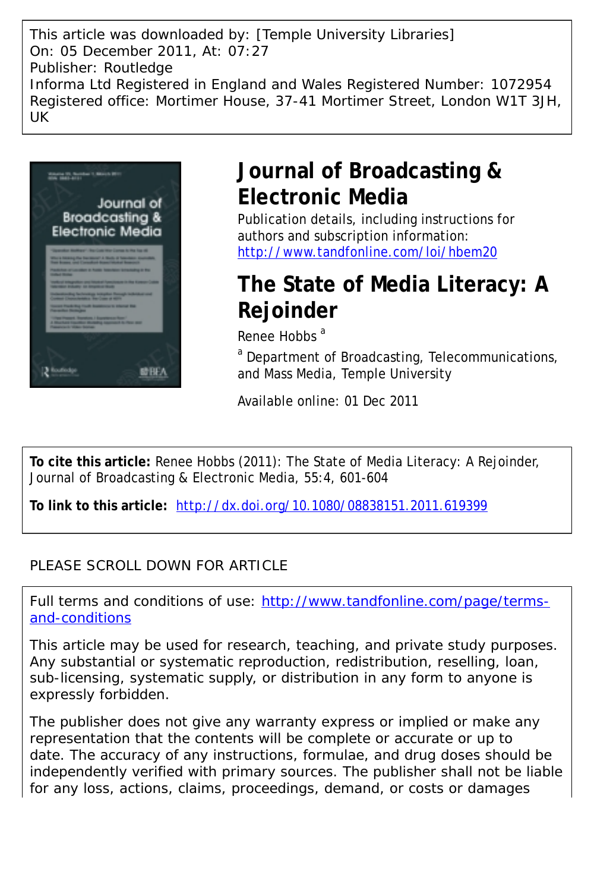This article was downloaded by: [Temple University Libraries]
On: 05 December 2011, At: 07:27
Publisher: Routledge
Informa Ltd Registered in England and Wales Registered Number: 1072954
Registered office: Mortimer House, 37-41 Mortimer Street, London W1T 3JH, UK

# Journal of Broadcasting & Electronic Media

Publication details, including instructions for authors and subscription information:
http://www.tandfonline.com/loi/hbem20

# The State of Media Literacy: A Rejoinder

Renee Hobbs [a]

[a] Department of Broadcasting, Telecommunications, and Mass Media, Temple University

Available online: 01 Dec 2011

**To cite this article:** Renee Hobbs (2011): The State of Media Literacy: A Rejoinder, Journal of Broadcasting & Electronic Media, 55:4, 601-604

**To link to this article:** http://dx.doi.org/10.1080/08838151.2011.619399

PLEASE SCROLL DOWN FOR ARTICLE

Full terms and conditions of use: http://www.tandfonline.com/page/terms-and-conditions

This article may be used for research, teaching, and private study purposes. Any substantial or systematic reproduction, redistribution, reselling, loan, sub-licensing, systematic supply, or distribution in any form to anyone is expressly forbidden.

The publisher does not give any warranty express or implied or make any representation that the contents will be complete or accurate or up to date. The accuracy of any instructions, formulae, and drug doses should be independently verified with primary sources. The publisher shall not be liable for any loss, actions, claims, proceedings, demand, or costs or damages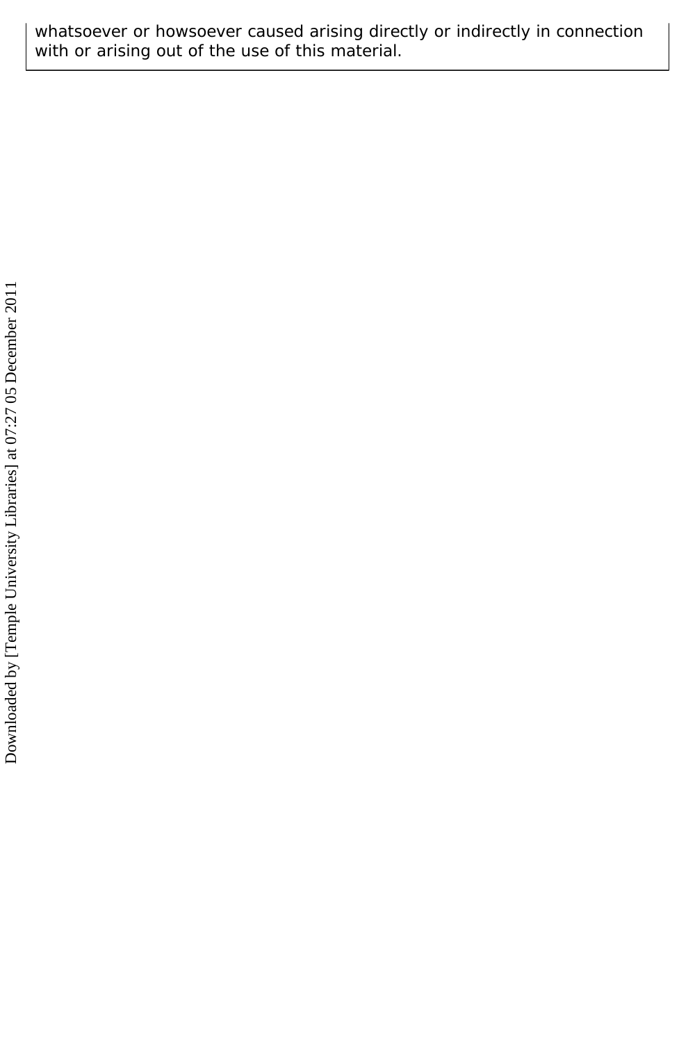whatsoever or howsoever caused arising directly or indirectly in connection with or arising out of the use of this material.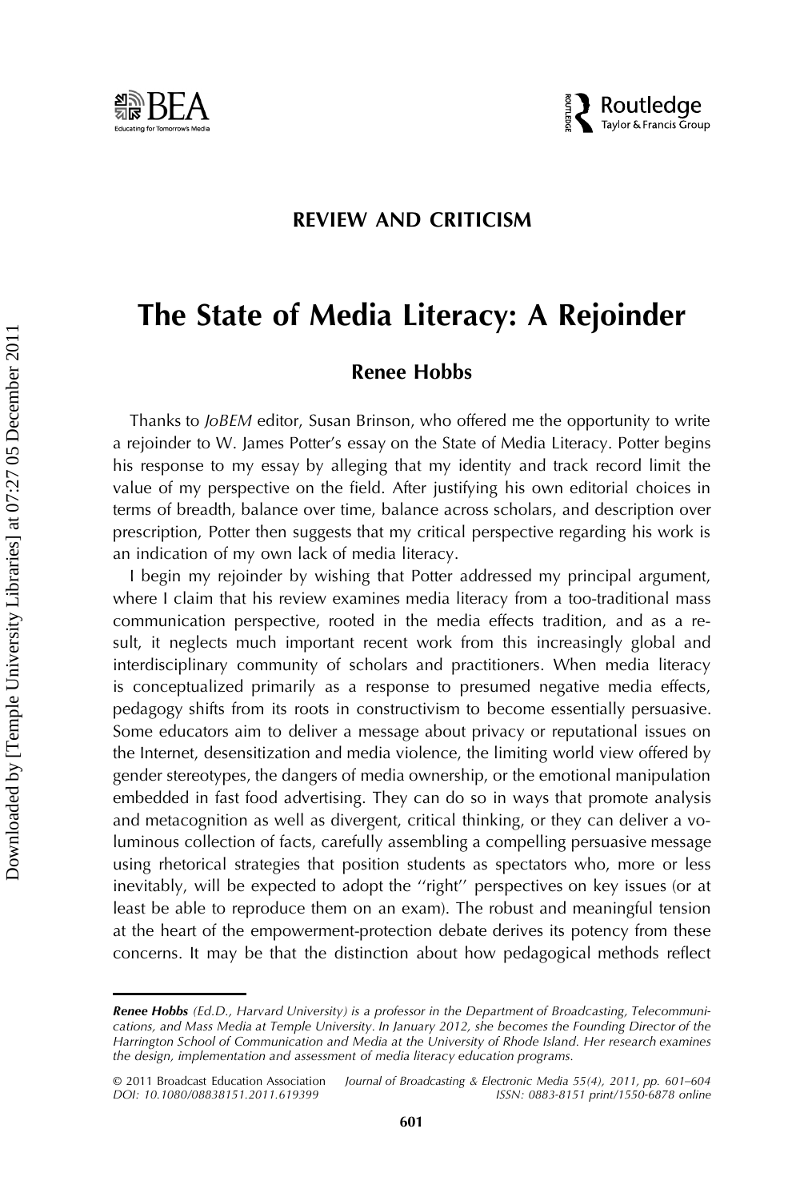REVIEW AND CRITICISM

# The State of Media Literacy: A Rejoinder

**Renee Hobbs**

Thanks to *JoBEM* editor, Susan Brinson, who offered me the opportunity to write a rejoinder to W. James Potter's essay on the State of Media Literacy. Potter begins his response to my essay by alleging that my identity and track record limit the value of my perspective on the field. After justifying his own editorial choices in terms of breadth, balance over time, balance across scholars, and description over prescription, Potter then suggests that my critical perspective regarding his work is an indication of my own lack of media literacy.

I begin my rejoinder by wishing that Potter addressed my principal argument, where I claim that his review examines media literacy from a too-traditional mass communication perspective, rooted in the media effects tradition, and as a result, it neglects much important recent work from this increasingly global and interdisciplinary community of scholars and practitioners. When media literacy is conceptualized primarily as a response to presumed negative media effects, pedagogy shifts from its roots in constructivism to become essentially persuasive. Some educators aim to deliver a message about privacy or reputational issues on the Internet, desensitization and media violence, the limiting world view offered by gender stereotypes, the dangers of media ownership, or the emotional manipulation embedded in fast food advertising. They can do so in ways that promote analysis and metacognition as well as divergent, critical thinking, or they can deliver a voluminous collection of facts, carefully assembling a compelling persuasive message using rhetorical strategies that position students as spectators who, more or less inevitably, will be expected to adopt the ''right'' perspectives on key issues (or at least be able to reproduce them on an exam). The robust and meaningful tension at the heart of the empowerment-protection debate derives its potency from these concerns. It may be that the distinction about how pedagogical methods reflect

---

***Renee Hobbs*** *(Ed.D., Harvard University) is a professor in the Department of Broadcasting, Telecommunications, and Mass Media at Temple University. In January 2012, she becomes the Founding Director of the Harrington School of Communication and Media at the University of Rhode Island. Her research examines the design, implementation and assessment of media literacy education programs.*

© 2011 Broadcast Education Association *Journal of Broadcasting & Electronic Media 55(4), 2011, pp. 601–604*
*DOI: 10.1080/08838151.2011.619399* *ISSN: 0883-8151 print/1550-6878 online*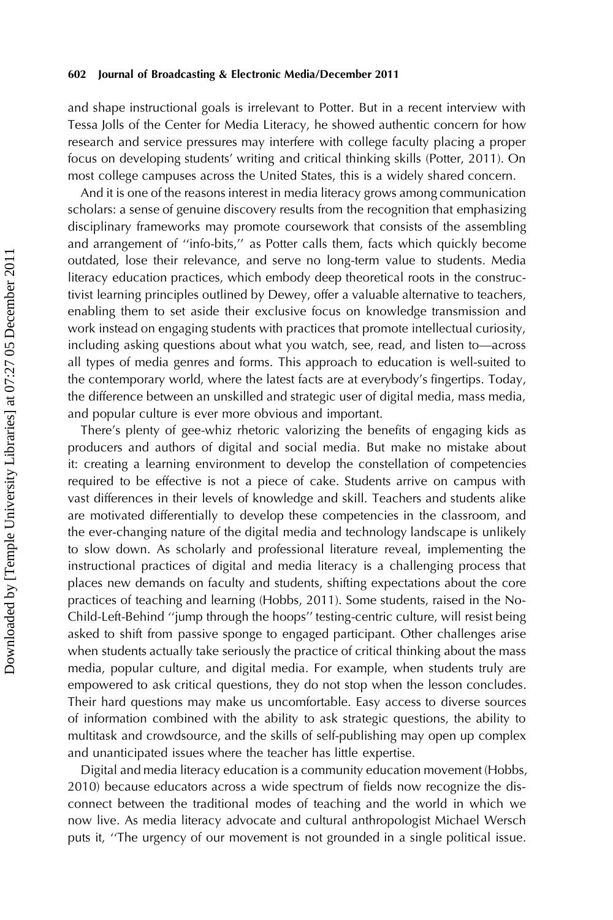and shape instructional goals is irrelevant to Potter. But in a recent interview with Tessa Jolls of the Center for Media Literacy, he showed authentic concern for how research and service pressures may interfere with college faculty placing a proper focus on developing students' writing and critical thinking skills (Potter, 2011). On most college campuses across the United States, this is a widely shared concern.

And it is one of the reasons interest in media literacy grows among communication scholars: a sense of genuine discovery results from the recognition that emphasizing disciplinary frameworks may promote coursework that consists of the assembling and arrangement of ''info-bits,'' as Potter calls them, facts which quickly become outdated, lose their relevance, and serve no long-term value to students. Media literacy education practices, which embody deep theoretical roots in the constructivist learning principles outlined by Dewey, offer a valuable alternative to teachers, enabling them to set aside their exclusive focus on knowledge transmission and work instead on engaging students with practices that promote intellectual curiosity, including asking questions about what you watch, see, read, and listen to—across all types of media genres and forms. This approach to education is well-suited to the contemporary world, where the latest facts are at everybody's fingertips. Today, the difference between an unskilled and strategic user of digital media, mass media, and popular culture is ever more obvious and important.

There's plenty of gee-whiz rhetoric valorizing the benefits of engaging kids as producers and authors of digital and social media. But make no mistake about it: creating a learning environment to develop the constellation of competencies required to be effective is not a piece of cake. Students arrive on campus with vast differences in their levels of knowledge and skill. Teachers and students alike are motivated differentially to develop these competencies in the classroom, and the ever-changing nature of the digital media and technology landscape is unlikely to slow down. As scholarly and professional literature reveal, implementing the instructional practices of digital and media literacy is a challenging process that places new demands on faculty and students, shifting expectations about the core practices of teaching and learning (Hobbs, 2011). Some students, raised in the No-Child-Left-Behind ''jump through the hoops'' testing-centric culture, will resist being asked to shift from passive sponge to engaged participant. Other challenges arise when students actually take seriously the practice of critical thinking about the mass media, popular culture, and digital media. For example, when students truly are empowered to ask critical questions, they do not stop when the lesson concludes. Their hard questions may make us uncomfortable. Easy access to diverse sources of information combined with the ability to ask strategic questions, the ability to multitask and crowdsource, and the skills of self-publishing may open up complex and unanticipated issues where the teacher has little expertise.

Digital and media literacy education is a community education movement (Hobbs, 2010) because educators across a wide spectrum of fields now recognize the disconnect between the traditional modes of teaching and the world in which we now live. As media literacy advocate and cultural anthropologist Michael Wersch puts it, ''The urgency of our movement is not grounded in a single political issue.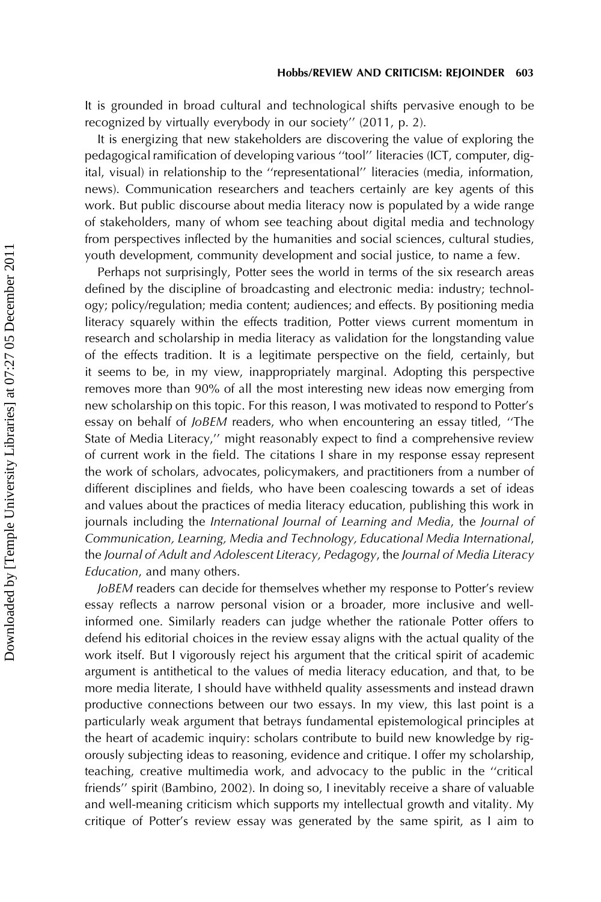It is grounded in broad cultural and technological shifts pervasive enough to be recognized by virtually everybody in our society'' (2011, p. 2).

It is energizing that new stakeholders are discovering the value of exploring the pedagogical ramification of developing various ''tool'' literacies (ICT, computer, digital, visual) in relationship to the ''representational'' literacies (media, information, news). Communication researchers and teachers certainly are key agents of this work. But public discourse about media literacy now is populated by a wide range of stakeholders, many of whom see teaching about digital media and technology from perspectives inflected by the humanities and social sciences, cultural studies, youth development, community development and social justice, to name a few.

Perhaps not surprisingly, Potter sees the world in terms of the six research areas defined by the discipline of broadcasting and electronic media: industry; technology; policy/regulation; media content; audiences; and effects. By positioning media literacy squarely within the effects tradition, Potter views current momentum in research and scholarship in media literacy as validation for the longstanding value of the effects tradition. It is a legitimate perspective on the field, certainly, but it seems to be, in my view, inappropriately marginal. Adopting this perspective removes more than 90% of all the most interesting new ideas now emerging from new scholarship on this topic. For this reason, I was motivated to respond to Potter's essay on behalf of *JoBEM* readers, who when encountering an essay titled, ''The State of Media Literacy,'' might reasonably expect to find a comprehensive review of current work in the field. The citations I share in my response essay represent the work of scholars, advocates, policymakers, and practitioners from a number of different disciplines and fields, who have been coalescing towards a set of ideas and values about the practices of media literacy education, publishing this work in journals including the *International Journal of Learning and Media*, the *Journal of Communication, Learning, Media and Technology, Educational Media International*, the *Journal of Adult and Adolescent Literacy, Pedagogy*, the *Journal of Media Literacy Education*, and many others.

*JoBEM* readers can decide for themselves whether my response to Potter's review essay reflects a narrow personal vision or a broader, more inclusive and well-informed one. Similarly readers can judge whether the rationale Potter offers to defend his editorial choices in the review essay aligns with the actual quality of the work itself. But I vigorously reject his argument that the critical spirit of academic argument is antithetical to the values of media literacy education, and that, to be more media literate, I should have withheld quality assessments and instead drawn productive connections between our two essays. In my view, this last point is a particularly weak argument that betrays fundamental epistemological principles at the heart of academic inquiry: scholars contribute to build new knowledge by rigorously subjecting ideas to reasoning, evidence and critique. I offer my scholarship, teaching, creative multimedia work, and advocacy to the public in the ''critical friends'' spirit (Bambino, 2002). In doing so, I inevitably receive a share of valuable and well-meaning criticism which supports my intellectual growth and vitality. My critique of Potter's review essay was generated by the same spirit, as I aim to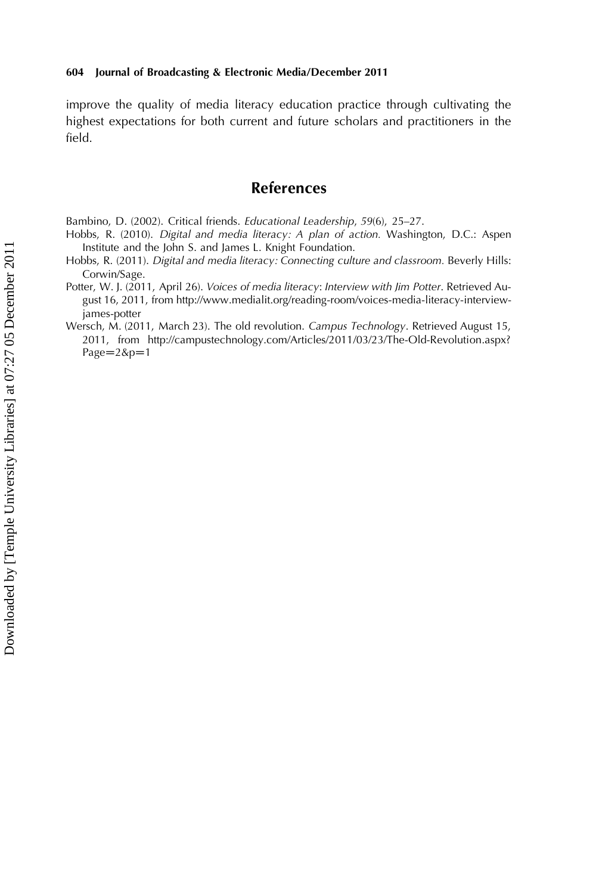improve the quality of media literacy education practice through cultivating the highest expectations for both current and future scholars and practitioners in the field.

## References

Bambino, D. (2002). Critical friends. *Educational Leadership*, *59*(6), 25–27.

Hobbs, R. (2010). *Digital and media literacy: A plan of action*. Washington, D.C.: Aspen Institute and the John S. and James L. Knight Foundation.

Hobbs, R. (2011). *Digital and media literacy: Connecting culture and classroom*. Beverly Hills: Corwin/Sage.

Potter, W. J. (2011, April 26). *Voices of media literacy*: *Interview with Jim Potter*. Retrieved August 16, 2011, from http://www.medialit.org/reading-room/voices-media-literacy-interview-james-potter

Wersch, M. (2011, March 23). The old revolution. *Campus Technology*. Retrieved August 15, 2011, from http://campustechnology.com/Articles/2011/03/23/The-Old-Revolution.aspx?Page=2&p=1